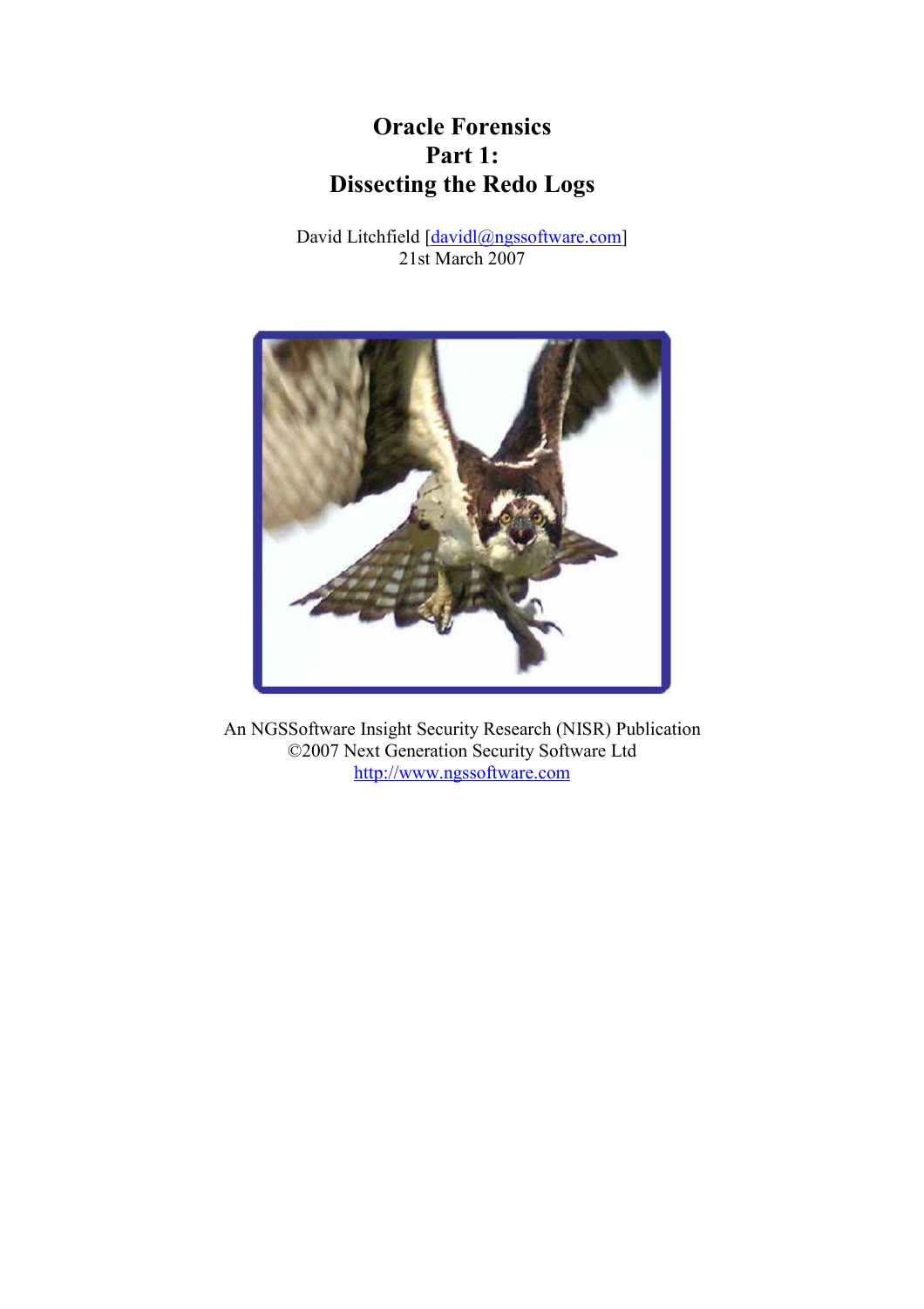# Oracle Forensics
# Part 1:
# Dissecting the Redo Logs

David Litchfield [davidl@ngssoftware.com]
21st March 2007

An NGSSoftware Insight Security Research (NISR) Publication
©2007 Next Generation Security Software Ltd
http://www.ngssoftware.com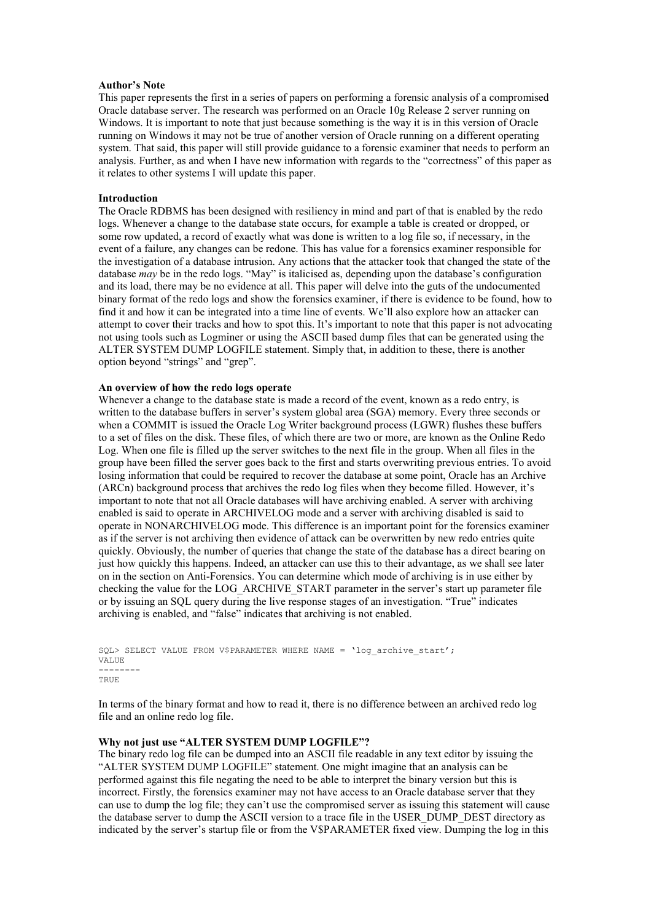**Author's Note**

This paper represents the first in a series of papers on performing a forensic analysis of a compromised Oracle database server. The research was performed on an Oracle 10g Release 2 server running on Windows. It is important to note that just because something is the way it is in this version of Oracle running on Windows it may not be true of another version of Oracle running on a different operating system. That said, this paper will still provide guidance to a forensic examiner that needs to perform an analysis. Further, as and when I have new information with regards to the "correctness" of this paper as it relates to other systems I will update this paper.

**Introduction**

The Oracle RDBMS has been designed with resiliency in mind and part of that is enabled by the redo logs. Whenever a change to the database state occurs, for example a table is created or dropped, or some row updated, a record of exactly what was done is written to a log file so, if necessary, in the event of a failure, any changes can be redone. This has value for a forensics examiner responsible for the investigation of a database intrusion. Any actions that the attacker took that changed the state of the database *may* be in the redo logs. "May" is italicised as, depending upon the database's configuration and its load, there may be no evidence at all. This paper will delve into the guts of the undocumented binary format of the redo logs and show the forensics examiner, if there is evidence to be found, how to find it and how it can be integrated into a time line of events. We'll also explore how an attacker can attempt to cover their tracks and how to spot this. It's important to note that this paper is not advocating not using tools such as Logminer or using the ASCII based dump files that can be generated using the ALTER SYSTEM DUMP LOGFILE statement. Simply that, in addition to these, there is another option beyond "strings" and "grep".

**An overview of how the redo logs operate**

Whenever a change to the database state is made a record of the event, known as a redo entry, is written to the database buffers in server's system global area (SGA) memory. Every three seconds or when a COMMIT is issued the Oracle Log Writer background process (LGWR) flushes these buffers to a set of files on the disk. These files, of which there are two or more, are known as the Online Redo Log. When one file is filled up the server switches to the next file in the group. When all files in the group have been filled the server goes back to the first and starts overwriting previous entries. To avoid losing information that could be required to recover the database at some point, Oracle has an Archive (ARCn) background process that archives the redo log files when they become filled. However, it's important to note that not all Oracle databases will have archiving enabled. A server with archiving enabled is said to operate in ARCHIVELOG mode and a server with archiving disabled is said to operate in NONARCHIVELOG mode. This difference is an important point for the forensics examiner as if the server is not archiving then evidence of attack can be overwritten by new redo entries quite quickly. Obviously, the number of queries that change the state of the database has a direct bearing on just how quickly this happens. Indeed, an attacker can use this to their advantage, as we shall see later on in the section on Anti-Forensics. You can determine which mode of archiving is in use either by checking the value for the LOG_ARCHIVE_START parameter in the server's start up parameter file or by issuing an SQL query during the live response stages of an investigation. "True" indicates archiving is enabled, and "false" indicates that archiving is not enabled.

```
SQL> SELECT VALUE FROM V$PARAMETER WHERE NAME = 'log_archive_start';
VALUE
--------
TRUE
```

In terms of the binary format and how to read it, there is no difference between an archived redo log file and an online redo log file.

**Why not just use "ALTER SYSTEM DUMP LOGFILE"?**

The binary redo log file can be dumped into an ASCII file readable in any text editor by issuing the "ALTER SYSTEM DUMP LOGFILE" statement. One might imagine that an analysis can be performed against this file negating the need to be able to interpret the binary version but this is incorrect. Firstly, the forensics examiner may not have access to an Oracle database server that they can use to dump the log file; they can't use the compromised server as issuing this statement will cause the database server to dump the ASCII version to a trace file in the USER_DUMP_DEST directory as indicated by the server's startup file or from the V$PARAMETER fixed view. Dumping the log in this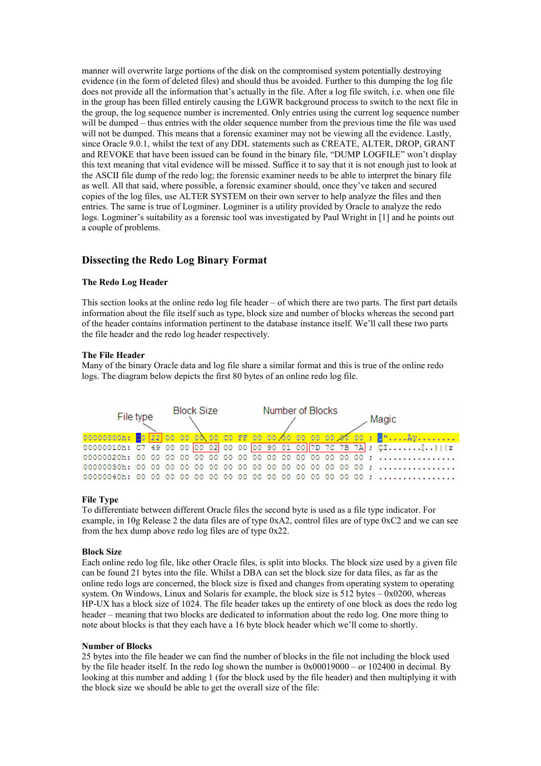manner will overwrite large portions of the disk on the compromised system potentially destroying evidence (in the form of deleted files) and should thus be avoided. Further to this dumping the log file does not provide all the information that's actually in the file. After a log file switch, i.e. when one file in the group has been filled entirely causing the LGWR background process to switch to the next file in the group, the log sequence number is incremented. Only entries using the current log sequence number will be dumped – thus entries with the older sequence number from the previous time the file was used will not be dumped. This means that a forensic examiner may not be viewing all the evidence. Lastly, since Oracle 9.0.1, whilst the text of any DDL statements such as CREATE, ALTER, DROP, GRANT and REVOKE that have been issued can be found in the binary file, "DUMP LOGFILE" won't display this text meaning that vital evidence will be missed. Suffice it to say that it is not enough just to look at the ASCII file dump of the redo log; the forensic examiner needs to be able to interpret the binary file as well. All that said, where possible, a forensic examiner should, once they've taken and secured copies of the log files, use ALTER SYSTEM on their own server to help analyze the files and then entries. The same is true of Logminer. Logminer is a utility provided by Oracle to analyze the redo logs. Logminer's suitability as a forensic tool was investigated by Paul Wright in [1] and he points out a couple of problems.

## Dissecting the Redo Log Binary Format

### The Redo Log Header

This section looks at the online redo log file header – of which there are two parts. The first part details information about the file itself such as type, block size and number of blocks whereas the second part of the header contains information pertinent to the database instance itself. We'll call these two parts the file header and the redo log header respectively.

### The File Header

Many of the binary Oracle data and log file share a similar format and this is true of the online redo logs. The diagram below depicts the first 80 bytes of an online redo log file.

```
           File type     Block Size        Number of Blocks        Magic
00000000h: 00 22 00 00 00 00 C0 FF 00 00 00 00 00 00 00 00 ; ."....Àÿ........
00000010h: C7 49 00 00 00 02 00 00 00 90 01 00 7D 7C 7B 7A ; ÇI.......  ..}|{z
00000020h: 00 00 00 00 00 00 00 00 00 00 00 00 00 00 00 00 ; ................
00000030h: 00 00 00 00 00 00 00 00 00 00 00 00 00 00 00 00 ; ................
00000040h: 00 00 00 00 00 00 00 00 00 00 00 00 00 00 00 00 ; ................
```

### File Type

To differentiate between different Oracle files the second byte is used as a file type indicator. For example, in 10g Release 2 the data files are of type 0xA2, control files are of type 0xC2 and we can see from the hex dump above redo log files are of type 0x22.

### Block Size

Each online redo log file, like other Oracle files, is split into blocks. The block size used by a given file can be found 21 bytes into the file. Whilst a DBA can set the block size for data files, as far as the online redo logs are concerned, the block size is fixed and changes from operating system to operating system. On Windows, Linux and Solaris for example, the block size is 512 bytes – 0x0200, whereas HP-UX has a block size of 1024. The file header takes up the entirety of one block as does the redo log header – meaning that two blocks are dedicated to information about the redo log. One more thing to note about blocks is that they each have a 16 byte block header which we'll come to shortly.

### Number of Blocks

25 bytes into the file header we can find the number of blocks in the file not including the block used by the file header itself. In the redo log shown the number is 0x00019000 – or 102400 in decimal. By looking at this number and adding 1 (for the block used by the file header) and then multiplying it with the block size we should be able to get the overall size of the file: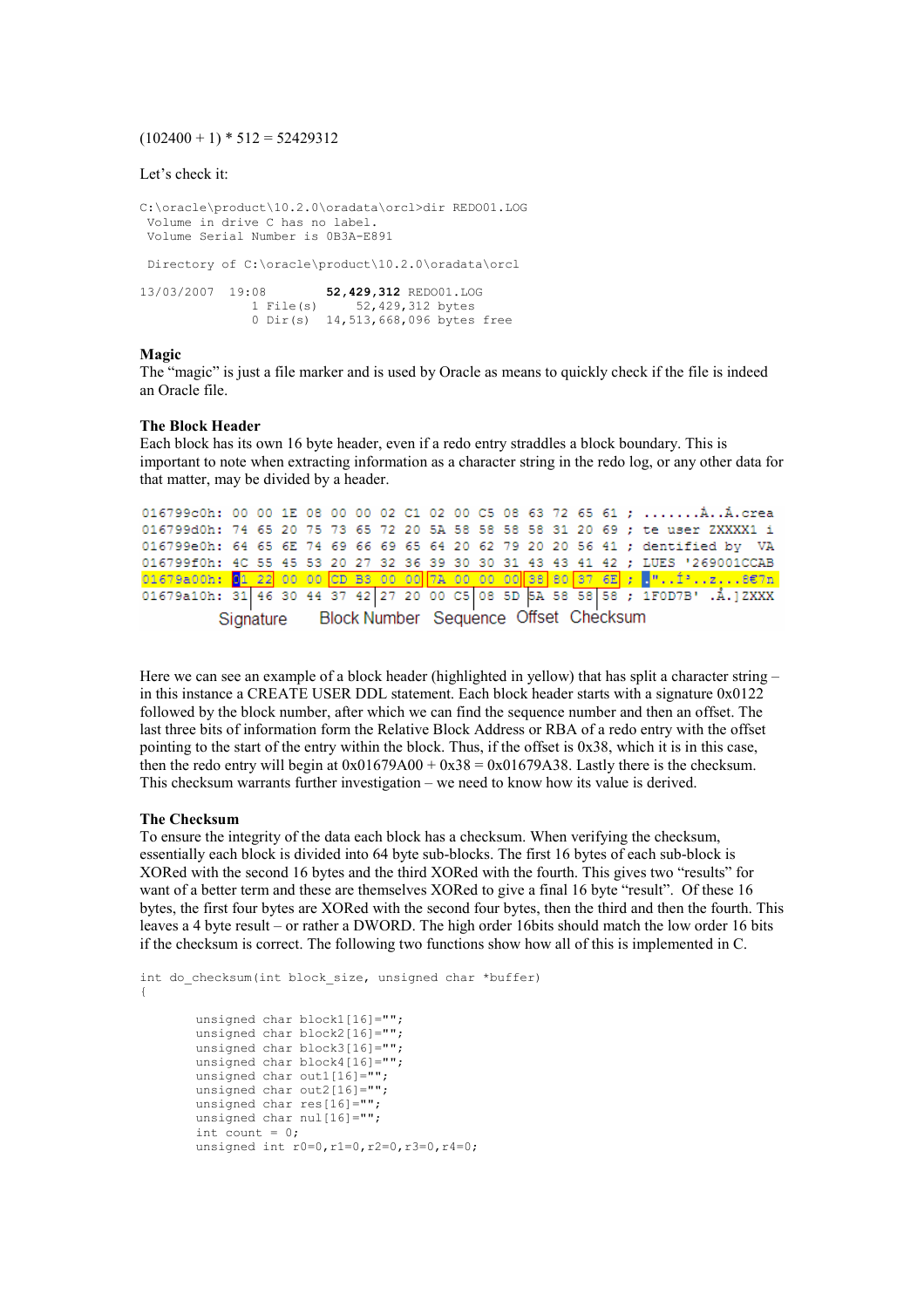(102400 + 1) * 512 = 52429312

Let's check it:

```
C:\oracle\product\10.2.0\oradata\orcl>dir REDO01.LOG
 Volume in drive C has no label.
 Volume Serial Number is 0B3A-E891

 Directory of C:\oracle\product\10.2.0\oradata\orcl

13/03/2007  19:08        52,429,312 REDO01.LOG
               1 File(s)     52,429,312 bytes
               0 Dir(s)  14,513,668,096 bytes free
```

**Magic**

The "magic" is just a file marker and is used by Oracle as means to quickly check if the file is indeed an Oracle file.

**The Block Header**

Each block has its own 16 byte header, even if a redo entry straddles a block boundary. This is important to note when extracting information as a character string in the redo log, or any other data for that matter, may be divided by a header.

```
016799c0h: 00 00 1E 08 00 00 02 C1 02 00 C5 08 63 72 65 61 ; .......Á..Å.crea
016799d0h: 74 65 20 75 73 65 72 20 5A 58 58 58 58 31 20 69 ; te user ZXXXX1 i
016799e0h: 64 65 6E 74 69 66 69 65 64 20 62 79 20 20 56 41 ; dentified by  VA
016799f0h: 4C 55 45 53 20 27 32 36 39 30 30 31 43 43 41 42 ; LUES '269001CCAB
01679a00h: 01 22 00 00 CD B3 00 00 7A 00 00 00 38 80 37 6E ; ."..Í³..z...8€7n
01679a10h: 31 46 30 44 37 42 27 20 00 C5 08 5D 5A 58 58 58 ; 1F0D7B' .Å.]ZXXX
          Signature    Block Number  Sequence  Offset  Checksum
```

Here we can see an example of a block header (highlighted in yellow) that has split a character string – in this instance a CREATE USER DDL statement. Each block header starts with a signature 0x0122 followed by the block number, after which we can find the sequence number and then an offset. The last three bits of information form the Relative Block Address or RBA of a redo entry with the offset pointing to the start of the entry within the block. Thus, if the offset is 0x38, which it is in this case, then the redo entry will begin at 0x01679A00 + 0x38 = 0x01679A38. Lastly there is the checksum. This checksum warrants further investigation – we need to know how its value is derived.

**The Checksum**

To ensure the integrity of the data each block has a checksum. When verifying the checksum, essentially each block is divided into 64 byte sub-blocks. The first 16 bytes of each sub-block is XORed with the second 16 bytes and the third XORed with the fourth. This gives two "results" for want of a better term and these are themselves XORed to give a final 16 byte "result". Of these 16 bytes, the first four bytes are XORed with the second four bytes, then the third and then the fourth. This leaves a 4 byte result – or rather a DWORD. The high order 16bits should match the low order 16 bits if the checksum is correct. The following two functions show how all of this is implemented in C.

```
int do_checksum(int block_size, unsigned char *buffer)
{

        unsigned char block1[16]="";
        unsigned char block2[16]="";
        unsigned char block3[16]="";
        unsigned char block4[16]="";
        unsigned char out1[16]="";
        unsigned char out2[16]="";
        unsigned char res[16]="";
        unsigned char nul[16]="";
        int count = 0;
        unsigned int r0=0,r1=0,r2=0,r3=0,r4=0;
```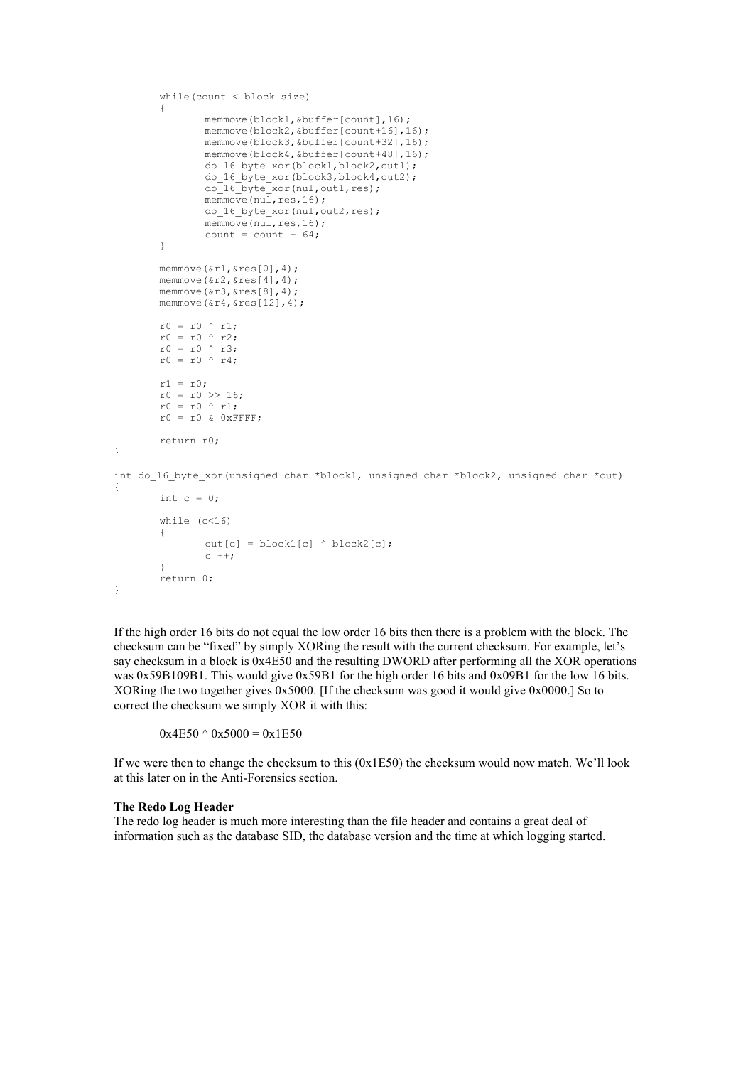```
        while(count < block_size)
        {
                memmove(block1,&buffer[count],16);
                memmove(block2,&buffer[count+16],16);
                memmove(block3,&buffer[count+32],16);
                memmove(block4,&buffer[count+48],16);
                do_16_byte_xor(block1,block2,out1);
                do_16_byte_xor(block3,block4,out2);
                do_16_byte_xor(nul,out1,res);
                memmove(nul,res,16);
                do_16_byte_xor(nul,out2,res);
                memmove(nul,res,16);
                count = count + 64;
        }

        memmove(&r1,&res[0],4);
        memmove(&r2,&res[4],4);
        memmove(&r3,&res[8],4);
        memmove(&r4,&res[12],4);

        r0 = r0 ^ r1;
        r0 = r0 ^ r2;
        r0 = r0 ^ r3;
        r0 = r0 ^ r4;

        r1 = r0;
        r0 = r0 >> 16;
        r0 = r0 ^ r1;
        r0 = r0 & 0xFFFF;

        return r0;
}

int do_16_byte_xor(unsigned char *block1, unsigned char *block2, unsigned char *out)
{
        int c = 0;

        while (c<16)
        {
                out[c] = block1[c] ^ block2[c];
                c ++;
        }
        return 0;
}
```

If the high order 16 bits do not equal the low order 16 bits then there is a problem with the block. The checksum can be "fixed" by simply XORing the result with the current checksum. For example, let's say checksum in a block is 0x4E50 and the resulting DWORD after performing all the XOR operations was 0x59B109B1. This would give 0x59B1 for the high order 16 bits and 0x09B1 for the low 16 bits. XORing the two together gives 0x5000. [If the checksum was good it would give 0x0000.] So to correct the checksum we simply XOR it with this:

0x4E50 ^ 0x5000 = 0x1E50

If we were then to change the checksum to this (0x1E50) the checksum would now match. We'll look at this later on in the Anti-Forensics section.

**The Redo Log Header**

The redo log header is much more interesting than the file header and contains a great deal of information such as the database SID, the database version and the time at which logging started.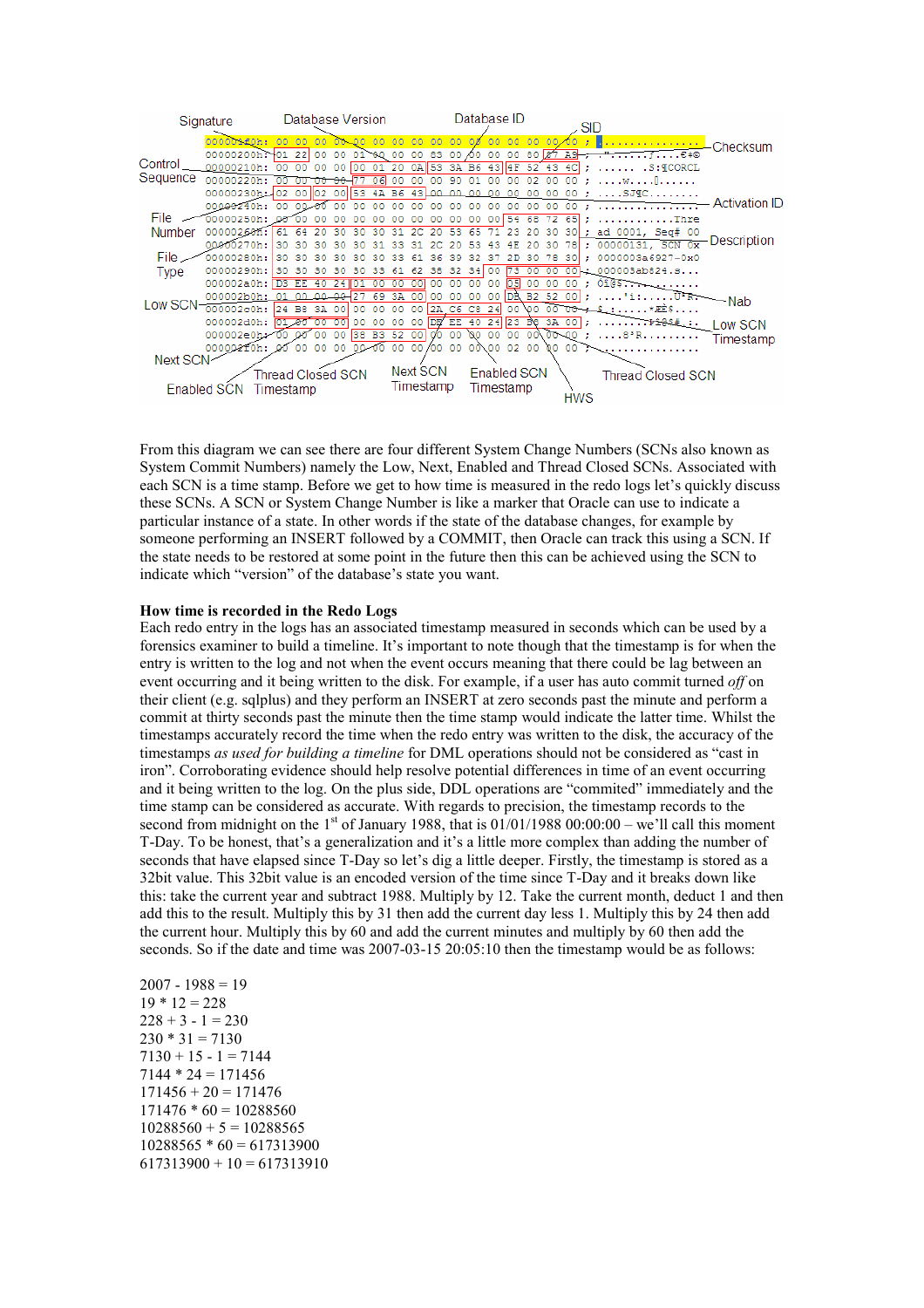Signature
Database Version
Database ID
SID
Checksum
Control Sequence
File Number
File Type
Low SCN
Next SCN
Enabled SCN
Thread Closed SCN Timestamp
Next SCN Timestamp
Enabled SCN Timestamp
HWS
Thread Closed SCN
Activation ID
Description
Nab
Low SCN Timestamp

From this diagram we can see there are four different System Change Numbers (SCNs also known as System Commit Numbers) namely the Low, Next, Enabled and Thread Closed SCNs. Associated with each SCN is a time stamp. Before we get to how time is measured in the redo logs let's quickly discuss these SCNs. A SCN or System Change Number is like a marker that Oracle can use to indicate a particular instance of a state. In other words if the state of the database changes, for example by someone performing an INSERT followed by a COMMIT, then Oracle can track this using a SCN. If the state needs to be restored at some point in the future then this can be achieved using the SCN to indicate which "version" of the database's state you want.

**How time is recorded in the Redo Logs**

Each redo entry in the logs has an associated timestamp measured in seconds which can be used by a forensics examiner to build a timeline. It's important to note though that the timestamp is for when the entry is written to the log and not when the event occurs meaning that there could be lag between an event occurring and it being written to the disk. For example, if a user has auto commit turned *off* on their client (e.g. sqlplus) and they perform an INSERT at zero seconds past the minute and perform a commit at thirty seconds past the minute then the time stamp would indicate the latter time. Whilst the timestamps accurately record the time when the redo entry was written to the disk, the accuracy of the timestamps *as used for building a timeline* for DML operations should not be considered as "cast in iron". Corroborating evidence should help resolve potential differences in time of an event occurring and it being written to the log. On the plus side, DDL operations are "commited" immediately and the time stamp can be considered as accurate. With regards to precision, the timestamp records to the second from midnight on the 1st of January 1988, that is 01/01/1988 00:00:00 – we'll call this moment T-Day. To be honest, that's a generalization and it's a little more complex than adding the number of seconds that have elapsed since T-Day so let's dig a little deeper. Firstly, the timestamp is stored as a 32bit value. This 32bit value is an encoded version of the time since T-Day and it breaks down like this: take the current year and subtract 1988. Multiply by 12. Take the current month, deduct 1 and then add this to the result. Multiply this by 31 then add the current day less 1. Multiply this by 24 then add the current hour. Multiply this by 60 and add the current minutes and multiply by 60 then add the seconds. So if the date and time was 2007-03-15 20:05:10 then the timestamp would be as follows:

2007 - 1988 = 19
19 * 12 = 228
228 + 3 - 1 = 230
230 * 31 = 7130
7130 + 15 - 1 = 7144
7144 * 24 = 171456
171456 + 20 = 171476
171476 * 60 = 10288560
10288560 + 5 = 10288565
10288565 * 60 = 617313900
617313900 + 10 = 617313910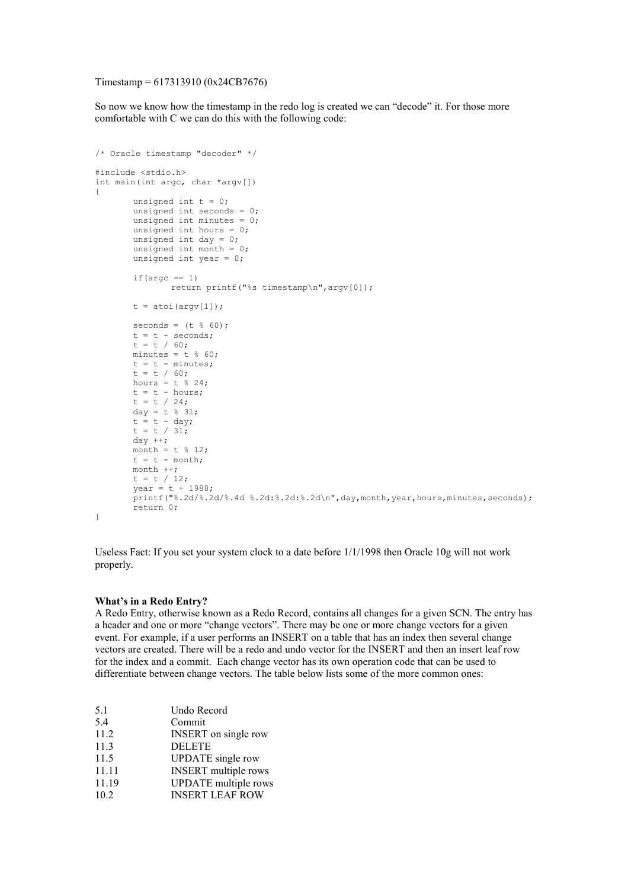Timestamp = 617313910 (0x24CB7676)

So now we know how the timestamp in the redo log is created we can "decode" it. For those more comfortable with C we can do this with the following code:

```
/* Oracle timestamp "decoder" */

#include <stdio.h>
int main(int argc, char *argv[])
{
        unsigned int t = 0;
        unsigned int seconds = 0;
        unsigned int minutes = 0;
        unsigned int hours = 0;
        unsigned int day = 0;
        unsigned int month = 0;
        unsigned int year = 0;

        if(argc == 1)
                return printf("%s timestamp\n",argv[0]);

        t = atoi(argv[1]);

        seconds = (t % 60);
        t = t - seconds;
        t = t / 60;
        minutes = t % 60;
        t = t - minutes;
        t = t / 60;
        hours = t % 24;
        t = t - hours;
        t = t / 24;
        day = t % 31;
        t = t - day;
        t = t / 31;
        day ++;
        month = t % 12;
        t = t - month;
        month ++;
        t = t / 12;
        year = t + 1988;
        printf("%.2d/%.2d/%.4d %.2d:%.2d:%.2d\n",day,month,year,hours,minutes,seconds);
        return 0;
}
```

Useless Fact: If you set your system clock to a date before 1/1/1998 then Oracle 10g will not work properly.

**What's in a Redo Entry?**

A Redo Entry, otherwise known as a Redo Record, contains all changes for a given SCN. The entry has a header and one or more "change vectors". There may be one or more change vectors for a given event. For example, if a user performs an INSERT on a table that has an index then several change vectors are created. There will be a redo and undo vector for the INSERT and then an insert leaf row for the index and a commit. Each change vector has its own operation code that can be used to differentiate between change vectors. The table below lists some of the more common ones:

| | |
|---|---|
| 5.1 | Undo Record |
| 5.4 | Commit |
| 11.2 | INSERT on single row |
| 11.3 | DELETE |
| 11.5 | UPDATE single row |
| 11.11 | INSERT multiple rows |
| 11.19 | UPDATE multiple rows |
| 10.2 | INSERT LEAF ROW |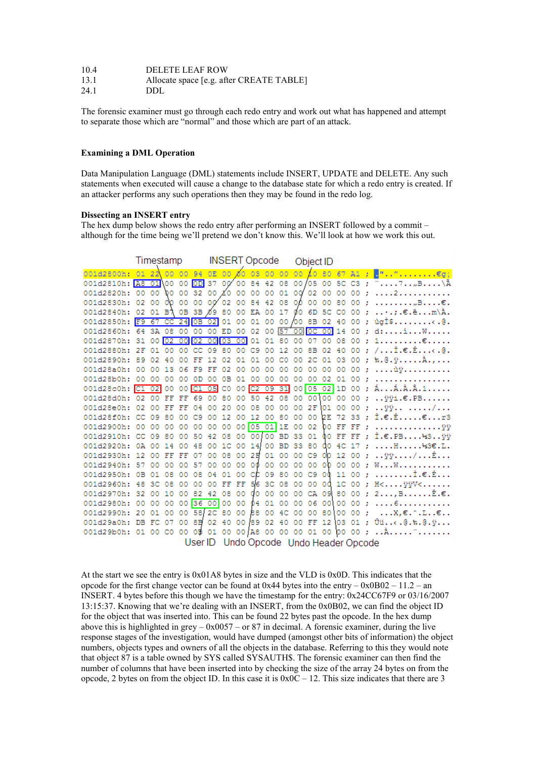| | |
|---|---|
| 10.4 | DELETE LEAF ROW |
| 13.1 | Allocate space [e.g. after CREATE TABLE] |
| 24.1 | DDL |

The forensic examiner must go through each redo entry and work out what has happened and attempt to separate those which are "normal" and those which are part of an attack.

### Examining a DML Operation

Data Manipulation Language (DML) statements include INSERT, UPDATE and DELETE. Any such statements when executed will cause a change to the database state for which a redo entry is created. If an attacker performs any such operations then they may be found in the redo log.

#### Dissecting an INSERT entry

The hex dump below shows the redo entry after performing an INSERT followed by a commit – although for the time being we'll pretend we don't know this. We'll look at how we work this out.

Timestamp
INSERT Opcode
Object ID

```
001d2800h: 01 22 00 00 94 0E 00 00 03 00 00 00 10 80 67 A1 ; ."..".......€g¡
001d2810h: A8 01 00 00 0D 37 00 00 84 42 08 00 05 00 5C C3 ; ¨....7..„B....\Ã
001d2820h: 00 00 00 00 32 00 10 00 00 00 01 00 02 00 00 00 ; ....2...........
001d2830h: 02 00 00 00 00 00 02 00 84 42 08 00 00 00 80 00 ; ........„B....€.
001d2840h: 02 01 B7 0B 3B 09 80 00 EA 00 17 00 6D 5C C0 00 ; ..·.;.€.ê...m\À.
001d2850h: F9 67 CC 24 0B 02 01 00 01 00 00 00 8B 02 40 00 ; ùgÌ$........‹.@.
001d2860h: 64 3A 08 00 00 00 ED 00 02 00 57 00 0C 00 14 00 ; d:....í...W.....
001d2870h: 31 00 02 00 02 00 03 00 01 01 80 00 07 00 08 00 ; 1.........€.....
001d2880h: 2F 01 00 00 CC 09 80 00 C9 00 12 00 8B 02 40 00 ; /...Ì.€.É...‹.@.
001d2890h: 89 02 40 00 FF 12 02 01 01 00 C0 00 2C 01 03 00 ; ‰.@.ÿ.....À.,...
001d28a0h: 00 00 13 06 F9 FF 02 00 00 00 00 00 00 00 00 00 ; ....ùÿ..........
001d28b0h: 00 00 00 00 0D 00 0B 01 00 00 00 00 00 02 01 00 ; ................
001d28c0h: C1 02 00 00 C1 05 C0 00 C2 09 31 00 05 02 1D 00 ; Á...Á.À.Â.1.....
001d28d0h: 02 00 FF FF 69 00 80 00 50 42 08 00 00 00 00 00 ; ..ÿÿi.€.PB......
001d28e0h: 02 00 FF FF 04 00 20 00 08 00 00 00 2F 01 00 00 ; ..ÿÿ.. ...../...
001d28f0h: CC 09 80 00 C9 00 12 00 12 00 80 00 00 2E 72 33 ; Ì.€.É.....€...r3
001d2900h: 00 00 00 00 00 00 00 00 05 01 1E 00 02 00 FF FF ; ..............ÿÿ
001d2910h: CC 09 80 00 50 42 08 00 00 00 BD 33 01 00 FF FF ; Ì.€.PB....½3..ÿÿ
001d2920h: 0A 00 14 00 48 00 1C 00 14 00 BD 33 80 00 4C 17 ; ....H.....½3€.L.
001d2930h: 12 00 FF FF 07 00 08 00 2F 01 00 00 C9 00 12 00 ; ..ÿÿ..../...É...
001d2940h: 57 00 00 00 57 00 00 00 00 00 00 00 00 00 00 00 ; W...W...........
001d2950h: 0B 01 08 00 08 04 01 00 CC 09 80 00 C9 00 11 00 ; ........Ì.€.É...
001d2960h: 48 3C 08 00 00 00 FF FF 56 3C 08 00 00 00 1C 00 ; H<....ÿÿV<......
001d2970h: 32 00 10 00 82 42 08 00 00 00 00 00 CA 09 80 00 ; 2...‚B......Ê.€.
001d2980h: 00 00 00 00 36 00 00 00 04 01 00 00 06 00 00 00 ; ....6...........
001d2990h: 20 01 00 00 58 2C 80 00 88 00 4C 00 00 80 00 00 ;  ...X,€.ˆ.L..€..
001d29a0h: DB FC 07 00 8B 02 40 00 89 02 40 00 FF 12 03 01 ; Ûü..‹.@.‰.@.ÿ...
001d29b0h: 01 00 C0 00 03 01 00 00 A8 00 00 00 01 00 00 00 ; ..À.....¨.......
```

User ID
Undo Opcode
Undo Header Opcode

At the start we see the entry is 0x01A8 bytes in size and the VLD is 0x0D. This indicates that the opcode for the first change vector can be found at 0x44 bytes into the entry – 0x0B02 – 11.2 – an INSERT. 4 bytes before this though we have the timestamp for the entry: 0x24CC67F9 or 03/16/2007 13:15:37. Knowing that we're dealing with an INSERT, from the 0x0B02, we can find the object ID for the object that was inserted into. This can be found 22 bytes past the opcode. In the hex dump above this is highlighted in grey – 0x0057 – or 87 in decimal. A forensic examiner, during the live response stages of the investigation, would have dumped (amongst other bits of information) the object numbers, objects types and owners of all the objects in the database. Referring to this they would note that object 87 is a table owned by SYS called SYSAUTH$. The forensic examiner can then find the number of columns that have been inserted into by checking the size of the array 24 bytes on from the opcode, 2 bytes on from the object ID. In this case it is 0x0C – 12. This size indicates that there are 3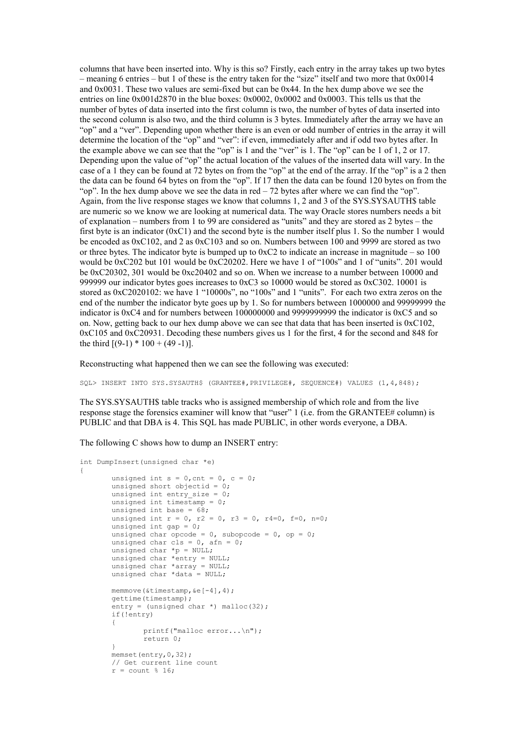columns that have been inserted into. Why is this so? Firstly, each entry in the array takes up two bytes – meaning 6 entries – but 1 of these is the entry taken for the "size" itself and two more that 0x0014 and 0x0031. These two values are semi-fixed but can be 0x44. In the hex dump above we see the entries on line 0x001d2870 in the blue boxes: 0x0002, 0x0002 and 0x0003. This tells us that the number of bytes of data inserted into the first column is two, the number of bytes of data inserted into the second column is also two, and the third column is 3 bytes. Immediately after the array we have an "op" and a "ver". Depending upon whether there is an even or odd number of entries in the array it will determine the location of the "op" and "ver": if even, immediately after and if odd two bytes after. In the example above we can see that the "op" is 1 and the "ver" is 1. The "op" can be 1 of 1, 2 or 17. Depending upon the value of "op" the actual location of the values of the inserted data will vary. In the case of a 1 they can be found at 72 bytes on from the "op" at the end of the array. If the "op" is a 2 then the data can be found 64 bytes on from the "op". If 17 then the data can be found 120 bytes on from the "op". In the hex dump above we see the data in red – 72 bytes after where we can find the "op". Again, from the live response stages we know that columns 1, 2 and 3 of the SYS.SYSAUTH$ table are numeric so we know we are looking at numerical data. The way Oracle stores numbers needs a bit of explanation – numbers from 1 to 99 are considered as "units" and they are stored as 2 bytes – the first byte is an indicator (0xC1) and the second byte is the number itself plus 1. So the number 1 would be encoded as 0xC102, and 2 as 0xC103 and so on. Numbers between 100 and 9999 are stored as two or three bytes. The indicator byte is bumped up to 0xC2 to indicate an increase in magnitude – so 100 would be 0xC202 but 101 would be 0xC20202. Here we have 1 of "100s" and 1 of "units". 201 would be 0xC20302, 301 would be 0xc20402 and so on. When we increase to a number between 10000 and 999999 our indicator bytes goes increases to 0xC3 so 10000 would be stored as 0xC302. 10001 is stored as 0xC2020102: we have 1 "10000s", no "100s" and 1 "units". For each two extra zeros on the end of the number the indicator byte goes up by 1. So for numbers between 1000000 and 99999999 the indicator is 0xC4 and for numbers between 100000000 and 9999999999 the indicator is 0xC5 and so on. Now, getting back to our hex dump above we can see that data that has been inserted is 0xC102, 0xC105 and 0xC20931. Decoding these numbers gives us 1 for the first, 4 for the second and 848 for the third [(9-1) * 100 + (49 -1)].

Reconstructing what happened then we can see the following was executed:

```
SQL> INSERT INTO SYS.SYSAUTH$ (GRANTEE#,PRIVILEGE#, SEQUENCE#) VALUES (1,4,848);
```

The SYS.SYSAUTH$ table tracks who is assigned membership of which role and from the live response stage the forensics examiner will know that "user" 1 (i.e. from the GRANTEE# column) is PUBLIC and that DBA is 4. This SQL has made PUBLIC, in other words everyone, a DBA.

The following C shows how to dump an INSERT entry:

```
int DumpInsert(unsigned char *e)
{
        unsigned int s = 0,cnt = 0, c = 0;
        unsigned short objectid = 0;
        unsigned int entry_size = 0;
        unsigned int timestamp = 0;
        unsigned int base = 68;
        unsigned int r = 0, r2 = 0, r3 = 0, r4=0, f=0, n=0;
        unsigned int gap = 0;
        unsigned char opcode = 0, subopcode = 0, op = 0;
        unsigned char cls = 0, afn = 0;
        unsigned char *p = NULL;
        unsigned char *entry = NULL;
        unsigned char *array = NULL;
        unsigned char *data = NULL;

        memmove(&timestamp,&e[-4],4);
        gettime(timestamp);
        entry = (unsigned char *) malloc(32);
        if(!entry)
        {
                printf("malloc error...\n");
                return 0;
        }
        memset(entry,0,32);
        // Get current line count
        r = count % 16;
```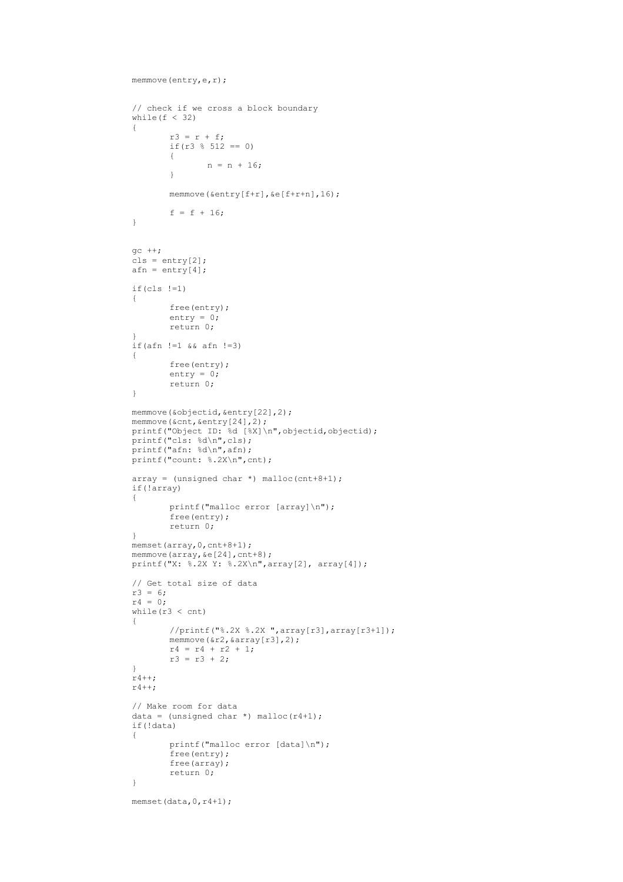```
memmove(entry,e,r);


// check if we cross a block boundary
while(f < 32)
{
        r3 = r + f;
        if(r3 % 512 == 0)
        {
                n = n + 16;
        }

        memmove(&entry[f+r],&e[f+r+n],16);

        f = f + 16;
}


gc ++;
cls = entry[2];
afn = entry[4];

if(cls !=1)
{
        free(entry);
        entry = 0;
        return 0;
}
if(afn !=1 && afn !=3)
{
        free(entry);
        entry = 0;
        return 0;
}

memmove(&objectid,&entry[22],2);
memmove(&cnt,&entry[24],2);
printf("Object ID: %d [%X]\n",objectid,objectid);
printf("cls: %d\n",cls);
printf("afn: %d\n",afn);
printf("count: %.2X\n",cnt);

array = (unsigned char *) malloc(cnt+8+1);
if(!array)
{
        printf("malloc error [array]\n");
        free(entry);
        return 0;
}
memset(array,0,cnt+8+1);
memmove(array,&e[24],cnt+8);
printf("X: %.2X Y: %.2X\n",array[2], array[4]);

// Get total size of data
r3 = 6;
r4 = 0;
while(r3 < cnt)
{
        //printf("%.2X %.2X ",array[r3],array[r3+1]);
        memmove(&r2,&array[r3],2);
        r4 = r4 + r2 + 1;
        r3 = r3 + 2;
}
r4++;
r4++;

// Make room for data
data = (unsigned char *) malloc(r4+1);
if(!data)
{
        printf("malloc error [data]\n");
        free(entry);
        free(array);
        return 0;
}

memset(data,0,r4+1);
```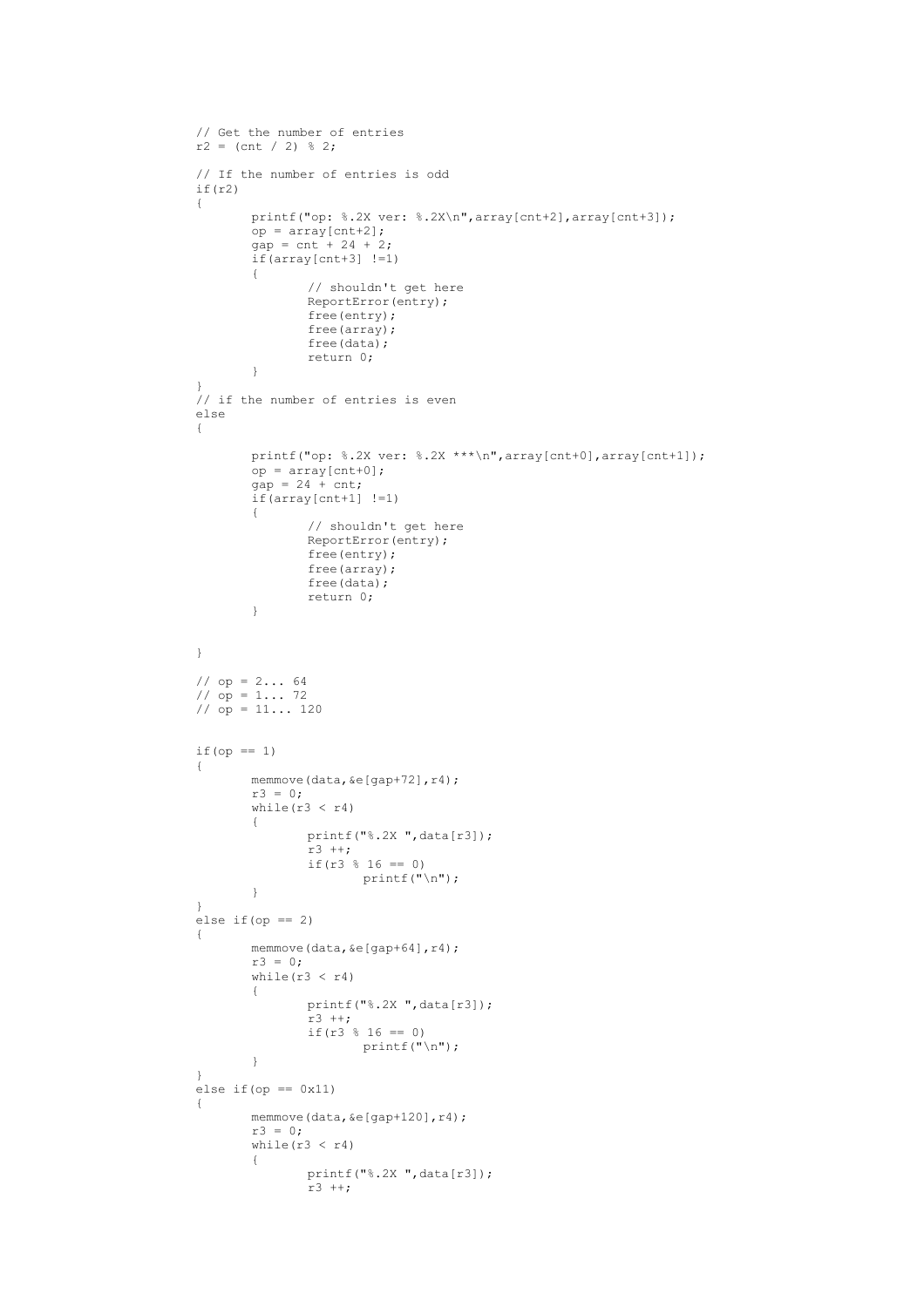```
// Get the number of entries
r2 = (cnt / 2) % 2;

// If the number of entries is odd
if(r2)
{
        printf("op: %.2X ver: %.2X\n",array[cnt+2],array[cnt+3]);
        op = array[cnt+2];
        gap = cnt + 24 + 2;
        if(array[cnt+3] !=1)
        {
                // shouldn't get here
                ReportError(entry);
                free(entry);
                free(array);
                free(data);
                return 0;
        }
}
// if the number of entries is even
else
{

        printf("op: %.2X ver: %.2X ***\n",array[cnt+0],array[cnt+1]);
        op = array[cnt+0];
        gap = 24 + cnt;
        if(array[cnt+1] !=1)
        {
                // shouldn't get here
                ReportError(entry);
                free(entry);
                free(array);
                free(data);
                return 0;
        }


}

// op = 2... 64
// op = 1... 72
// op = 11... 120


if(op == 1)
{
        memmove(data,&e[gap+72],r4);
        r3 = 0;
        while(r3 < r4)
        {
                printf("%.2X ",data[r3]);
                r3 ++;
                if(r3 % 16 == 0)
                        printf("\n");
        }
}
else if(op == 2)
{
        memmove(data,&e[gap+64],r4);
        r3 = 0;
        while(r3 < r4)
        {
                printf("%.2X ",data[r3]);
                r3 ++;
                if(r3 % 16 == 0)
                        printf("\n");
        }
}
else if(op == 0x11)
{
        memmove(data,&e[gap+120],r4);
        r3 = 0;
        while(r3 < r4)
        {
                printf("%.2X ",data[r3]);
                r3 ++;
```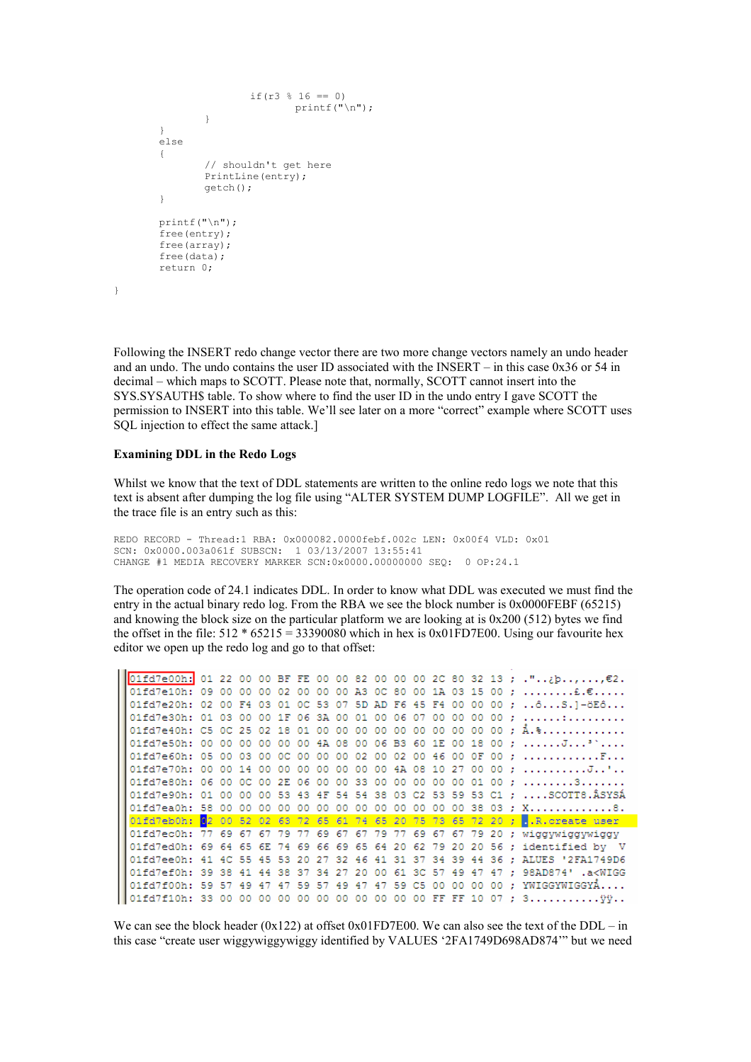```
                if(r3 % 16 == 0)
                        printf("\n");
            }
        }
        else
        {
                // shouldn't get here
                PrintLine(entry);
                getch();
        }

        printf("\n");
        free(entry);
        free(array);
        free(data);
        return 0;

}
```

Following the INSERT redo change vector there are two more change vectors namely an undo header and an undo. The undo contains the user ID associated with the INSERT – in this case 0x36 or 54 in decimal – which maps to SCOTT. Please note that, normally, SCOTT cannot insert into the SYS.SYSAUTH$ table. To show where to find the user ID in the undo entry I gave SCOTT the permission to INSERT into this table. We'll see later on a more "correct" example where SCOTT uses SQL injection to effect the same attack.]

**Examining DDL in the Redo Logs**

Whilst we know that the text of DDL statements are written to the online redo logs we note that this text is absent after dumping the log file using "ALTER SYSTEM DUMP LOGFILE". All we get in the trace file is an entry such as this:

```
REDO RECORD - Thread:1 RBA: 0x000082.0000febf.002c LEN: 0x00f4 VLD: 0x01
SCN: 0x0000.003a061f SUBSCN:  1 03/13/2007 13:55:41
CHANGE #1 MEDIA RECOVERY MARKER SCN:0x0000.00000000 SEQ:  0 OP:24.1
```

The operation code of 24.1 indicates DDL. In order to know what DDL was executed we must find the entry in the actual binary redo log. From the RBA we see the block number is 0x0000FEBF (65215) and knowing the block size on the particular platform we are looking at is 0x200 (512) bytes we find the offset in the file: 512 * 65215 = 33390080 which in hex is 0x01FD7E00. Using our favourite hex editor we open up the redo log and go to that offset:

```
01fd7e00h: 01 22 00 00 BF FE 00 00 82 00 00 00 2C 80 32 13 ; ."..¿þ..‚...,€2.
01fd7e10h: 09 00 00 00 02 00 00 00 A3 0C 80 00 1A 03 15 00 ; ........£.€.....
01fd7e20h: 02 00 F4 03 01 0C 53 07 5D AD F6 45 F4 00 00 00 ; ..ô...S.]-öEô...
01fd7e30h: 01 03 00 00 1F 06 3A 00 01 00 06 07 00 00 00 00 ; ......:.........
01fd7e40h: C5 0C 25 02 18 01 00 00 00 00 00 00 00 00 00 00 ; Å.%.............
01fd7e50h: 00 00 00 00 00 00 4A 08 00 06 B3 60 1E 00 18 00 ; ......J...³`....
01fd7e60h: 05 00 03 00 0C 00 00 00 02 00 02 00 46 00 0F 00 ; ............F...
01fd7e70h: 00 00 14 00 00 00 00 00 00 00 4A 08 10 27 00 00 ; ..........J..'..
01fd7e80h: 06 00 0C 00 2E 06 00 00 33 00 00 00 00 00 01 00 ; ........3.......
01fd7e90h: 01 00 00 00 53 43 4F 54 54 38 03 C2 53 59 53 C1 ; ....SCOTT8.ÂSYSÁ
01fd7ea0h: 58 00 00 00 00 00 00 00 00 00 00 00 00 00 38 03 ; X.............8.
01fd7eb0h: 02 00 52 02 63 72 65 61 74 65 20 75 73 65 72 20 ; ..R.create user 
01fd7ec0h: 77 69 67 67 79 77 69 67 67 79 77 69 67 67 79 20 ; wiggywiggywiggy 
01fd7ed0h: 69 64 65 6E 74 69 66 69 65 64 20 62 79 20 20 56 ; identified by  V
01fd7ee0h: 41 4C 55 45 53 20 27 32 46 41 31 37 34 39 44 36 ; ALUES '2FA1749D6
01fd7ef0h: 39 38 41 44 38 37 34 27 20 00 61 3C 57 49 47 47 ; 98AD874' .a<WIGG
01fd7f00h: 59 57 49 47 47 59 57 49 47 47 59 C5 00 00 00 00 ; YWIGGYWIGGYÅ....
01fd7f10h: 33 00 00 00 00 00 00 00 00 00 00 00 FF FF 10 07 ; 3...........ÿÿ..
```

We can see the block header (0x122) at offset 0x01FD7E00. We can also see the text of the DDL – in this case "create user wiggywiggywiggy identified by VALUES '2FA1749D698AD874'" but we need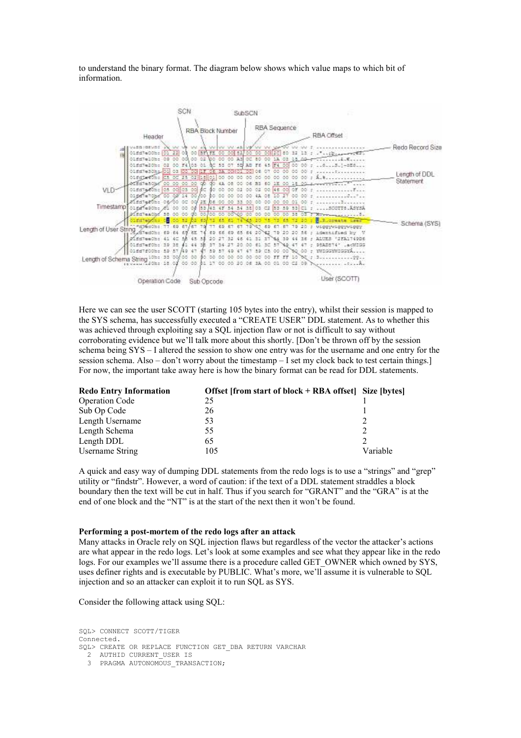to understand the binary format. The diagram below shows which value maps to which bit of information.

SCN
SubSCN
RBA Block Number
RBA Sequence
RBA Offset
Header
Redo Record Size
Length of DDL Statement
VLD
Timestamp
Schema (SYS)
Length of User String
Length of Schema String
Operation Code
Sub Opcode
User (SCOTT)

Here we can see the user SCOTT (starting 105 bytes into the entry), whilst their session is mapped to the SYS schema, has successfully executed a "CREATE USER" DDL statement. As to whether this was achieved through exploiting say a SQL injection flaw or not is difficult to say without corroborating evidence but we'll talk more about this shortly. [Don't be thrown off by the session schema being SYS – I altered the session to show one entry was for the username and one entry for the session schema. Also – don't worry about the timestamp – I set my clock back to test certain things.] For now, the important take away here is how the binary format can be read for DDL statements.

| Redo Entry Information | Offset [from start of block + RBA offset] | Size [bytes] |
|---|---|---|
| Operation Code | 25 | 1 |
| Sub Op Code | 26 | 1 |
| Length Username | 53 | 2 |
| Length Schema | 55 | 2 |
| Length DDL | 65 | 2 |
| Username String | 105 | Variable |

A quick and easy way of dumping DDL statements from the redo logs is to use a "strings" and "grep" utility or "findstr". However, a word of caution: if the text of a DDL statement straddles a block boundary then the text will be cut in half. Thus if you search for "GRANT" and the "GRA" is at the end of one block and the "NT" is at the start of the next then it won't be found.

**Performing a post-mortem of the redo logs after an attack**

Many attacks in Oracle rely on SQL injection flaws but regardless of the vector the attacker's actions are what appear in the redo logs. Let's look at some examples and see what they appear like in the redo logs. For our examples we'll assume there is a procedure called GET_OWNER which owned by SYS, uses definer rights and is executable by PUBLIC. What's more, we'll assume it is vulnerable to SQL injection and so an attacker can exploit it to run SQL as SYS.

Consider the following attack using SQL:

```
SQL> CONNECT SCOTT/TIGER
Connected.
SQL> CREATE OR REPLACE FUNCTION GET_DBA RETURN VARCHAR
  2  AUTHID CURRENT_USER IS
  3  PRAGMA AUTONOMOUS_TRANSACTION;
```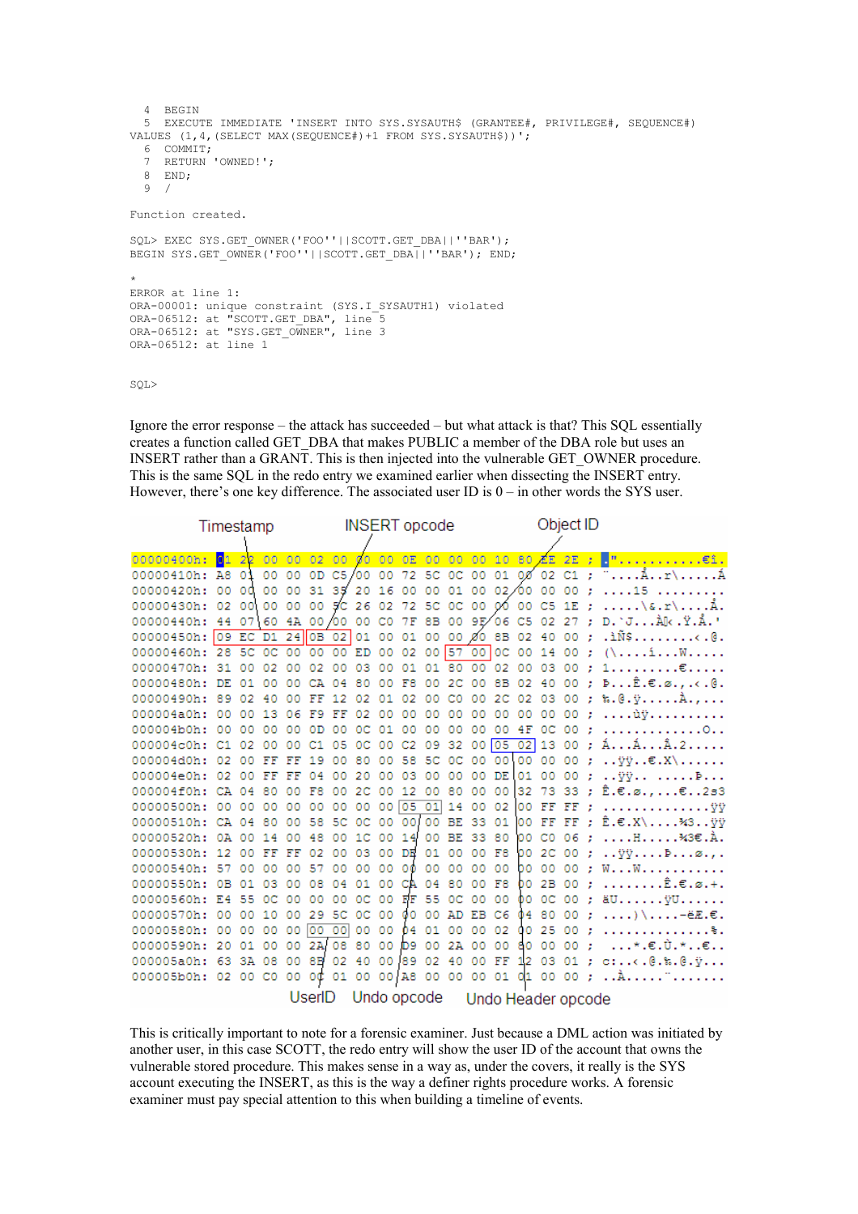```
  4  BEGIN
  5  EXECUTE IMMEDIATE 'INSERT INTO SYS.SYSAUTH$ (GRANTEE#, PRIVILEGE#, SEQUENCE#)
VALUES (1,4,(SELECT MAX(SEQUENCE#)+1 FROM SYS.SYSAUTH$))';
  6  COMMIT;
  7  RETURN 'OWNED!';
  8  END;
  9  /

Function created.

SQL> EXEC SYS.GET_OWNER('FOO''||SCOTT.GET_DBA||''BAR');
BEGIN SYS.GET_OWNER('FOO''||SCOTT.GET_DBA||''BAR'); END;

*
ERROR at line 1:
ORA-00001: unique constraint (SYS.I_SYSAUTH1) violated
ORA-06512: at "SCOTT.GET_DBA", line 5
ORA-06512: at "SYS.GET_OWNER", line 3
ORA-06512: at line 1


SQL>
```

Ignore the error response – the attack has succeeded – but what attack is that? This SQL essentially creates a function called GET_DBA that makes PUBLIC a member of the DBA role but uses an INSERT rather than a GRANT. This is then injected into the vulnerable GET_OWNER procedure. This is the same SQL in the redo entry we examined earlier when dissecting the INSERT entry. However, there's one key difference. The associated user ID is 0 – in other words the SYS user.

Timestamp    INSERT opcode    Object ID

```
00000400h: 01 22 00 00 02 00 00 00 0E 00 00 00 10 80 EE 2E ; ."..........€î.
00000410h: A8 01 00 00 0D C5 00 00 72 5C 0C 00 01 00 02 C1 ; ¨....Å..r\.....Á
00000420h: 00 00 00 00 31 35 20 16 00 00 01 00 02 00 00 00 ; ....15 .........
00000430h: 02 00 00 00 00 5C 26 02 72 5C 0C 00 00 00 C5 1E ; .....\&.r\....Å.
00000440h: 44 07 60 4A 00 00 00 C0 7F 8B 00 9F 06 C5 02 27 ; D.`J...À‹.Ÿ.Å.'
00000450h: 09 EC D1 24 0B 02 01 00 01 00 00 00 8B 02 40 00 ; .ìÑ$........‹.@.
00000460h: 28 5C 0C 00 00 00 ED 00 02 00 57 00 0C 00 14 00 ; (\....í...W.....
00000470h: 31 00 02 00 02 00 03 00 01 01 80 00 02 00 03 00 ; 1.........€.....
00000480h: DE 01 00 00 CA 04 80 00 F8 00 2C 00 8B 02 40 00 ; Þ...Ê.€.ø.,.‹.@.
00000490h: 89 02 40 00 FF 12 02 01 02 00 C0 00 2C 02 03 00 ; ‰.@.ÿ.....À.,...
000004a0h: 00 00 13 06 F9 FF 02 00 00 00 00 00 00 00 00 00 ; ....ùÿ..........
000004b0h: 00 00 00 00 0D 00 0C 01 00 00 00 00 00 4F 0C 00 ; .............O..
000004c0h: C1 02 00 00 C1 05 0C 00 C2 09 32 00 05 02 13 00 ; Á...Á...Â.2.....
000004d0h: 02 00 FF FF 19 00 80 00 58 5C 0C 00 00 00 00 00 ; ..ÿÿ..€.X\......
000004e0h: 02 00 FF FF 04 00 20 00 03 00 00 00 DE 01 00 00 ; ..ÿÿ.. .....Þ...
000004f0h: CA 04 80 00 F8 00 2C 00 12 00 80 00 00 32 73 33 ; Ê.€.ø.,...€..2s3
00000500h: 00 00 00 00 00 00 00 00 05 01 14 00 02 00 FF FF ; ..............ÿÿ
00000510h: CA 04 80 00 58 5C 0C 00 00 00 BE 33 01 00 FF FF ; Ê.€.X\....¾3..ÿÿ
00000520h: 0A 00 14 00 48 00 1C 00 14 00 BE 33 80 00 C0 06 ; ....H.....¾3€.À.
00000530h: 12 00 FF FF 02 00 03 00 DE 01 00 00 F8 00 2C 00 ; ..ÿÿ....Þ...ø.,.
00000540h: 57 00 00 00 57 00 00 00 00 00 00 00 00 00 00 00 ; W...W...........
00000550h: 0B 01 03 00 08 04 01 00 CA 04 80 00 F8 00 2B 00 ; ........Ê.€.ø.+.
00000560h: E4 55 0C 00 00 00 0C 00 FF 55 0C 00 00 00 0C 00 ; äU......ÿU......
00000570h: 00 00 10 00 29 5C 0C 00 00 00 AD EB C6 04 80 00 ; ....)\....­ëÆ.€.
00000580h: 00 00 00 00 00 00 00 00 04 01 00 00 02 00 25 00 ; ..............%.
00000590h: 20 01 00 00 2A 08 80 00 D9 00 2A 00 00 80 00 00 ;  ...*.€.Ù.*..€..
000005a0h: 63 3A 08 00 8B 02 40 00 89 02 40 00 FF 12 03 01 ; c:..‹.@.‰.@.ÿ...
000005b0h: 02 00 C0 00 00 01 00 00 A8 00 00 00 01 01 00 00 ; ..À.....¨.......
```

UserID    Undo opcode    Undo Header opcode

This is critically important to note for a forensic examiner. Just because a DML action was initiated by another user, in this case SCOTT, the redo entry will show the user ID of the account that owns the vulnerable stored procedure. This makes sense in a way as, under the covers, it really is the SYS account executing the INSERT, as this is the way a definer rights procedure works. A forensic examiner must pay special attention to this when building a timeline of events.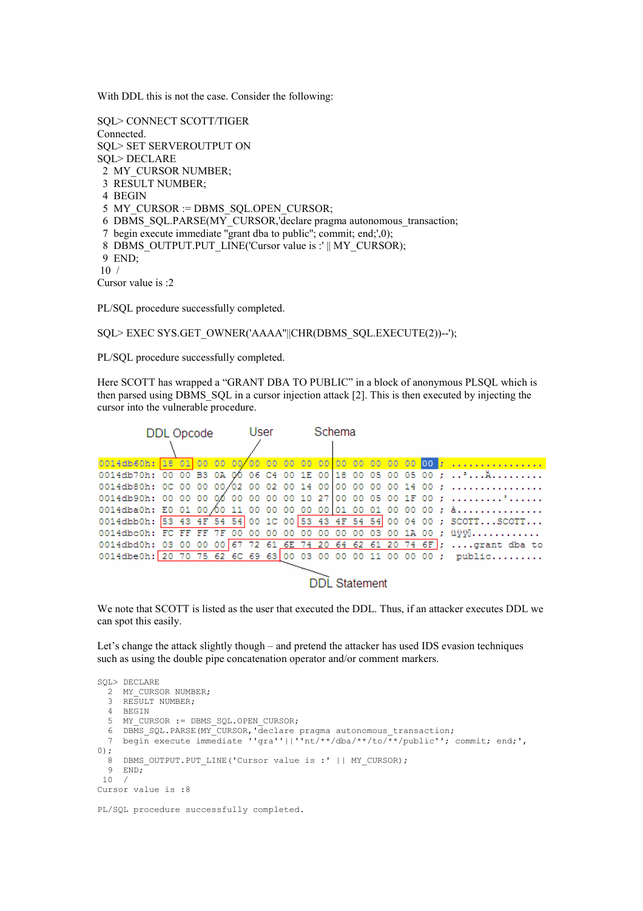With DDL this is not the case. Consider the following:

```
SQL> CONNECT SCOTT/TIGER
Connected.
SQL> SET SERVEROUTPUT ON
SQL> DECLARE
  2  MY_CURSOR NUMBER;
  3  RESULT NUMBER;
  4  BEGIN
  5  MY_CURSOR := DBMS_SQL.OPEN_CURSOR;
  6  DBMS_SQL.PARSE(MY_CURSOR,'declare pragma autonomous_transaction;
  7  begin execute immediate "grant dba to public"; commit; end;',0);
  8  DBMS_OUTPUT.PUT_LINE('Cursor value is :' || MY_CURSOR);
  9  END;
 10  /
Cursor value is :2

PL/SQL procedure successfully completed.

SQL> EXEC SYS.GET_OWNER('AAAA'||CHR(DBMS_SQL.EXECUTE(2))--');

PL/SQL procedure successfully completed.
```

Here SCOTT has wrapped a “GRANT DBA TO PUBLIC” in a block of anonymous PLSQL which is then parsed using DBMS_SQL in a cursor injection attack [2]. This is then executed by injecting the cursor into the vulnerable procedure.

DDL Opcode    User    Schema

```
0014db60h: 18 01 00 00 00 00 00 00 00 00 00 00 00 00 00 00 ; ................
0014db70h: 00 00 B3 0A 00 06 C4 00 1E 00 18 00 05 00 05 00 ; ..³...Ä.........
0014db80h: 0C 00 00 00 02 00 02 00 14 00 00 00 00 00 14 00 ; ................
0014db90h: 00 00 00 00 00 00 00 00 10 27 00 00 05 00 1F 00 ; .........'......
0014dba0h: E0 01 00 00 11 00 00 00 00 00 01 00 01 00 00 00 ; à...............
0014dbb0h: 53 43 4F 54 54 00 1C 00 53 43 4F 54 54 00 04 00 ; SCOTT...SCOTT...
0014dbc0h: FC FF FF 7F 00 00 00 00 00 00 00 00 03 00 1A 00 ; üÿÿ............
0014dbd0h: 03 00 00 00 67 72 61 6E 74 20 64 62 61 20 74 6F ; ....grant dba to
0014dbe0h: 20 70 75 62 6C 69 63 00 03 00 00 00 11 00 00 00 ;  public.........
```

DDL Statement

We note that SCOTT is listed as the user that executed the DDL. Thus, if an attacker executes DDL we can spot this easily.

Let’s change the attack slightly though – and pretend the attacker has used IDS evasion techniques such as using the double pipe concatenation operator and/or comment markers.

```
SQL> DECLARE
  2  MY_CURSOR NUMBER;
  3  RESULT NUMBER;
  4  BEGIN
  5  MY_CURSOR := DBMS_SQL.OPEN_CURSOR;
  6  DBMS_SQL.PARSE(MY_CURSOR,'declare pragma autonomous_transaction;
  7  begin execute immediate ''gra''||''nt/**/dba/**/to/**/public''; commit; end;',
0);
  8  DBMS_OUTPUT.PUT_LINE('Cursor value is :' || MY_CURSOR);
  9  END;
 10  /
Cursor value is :8

PL/SQL procedure successfully completed.
```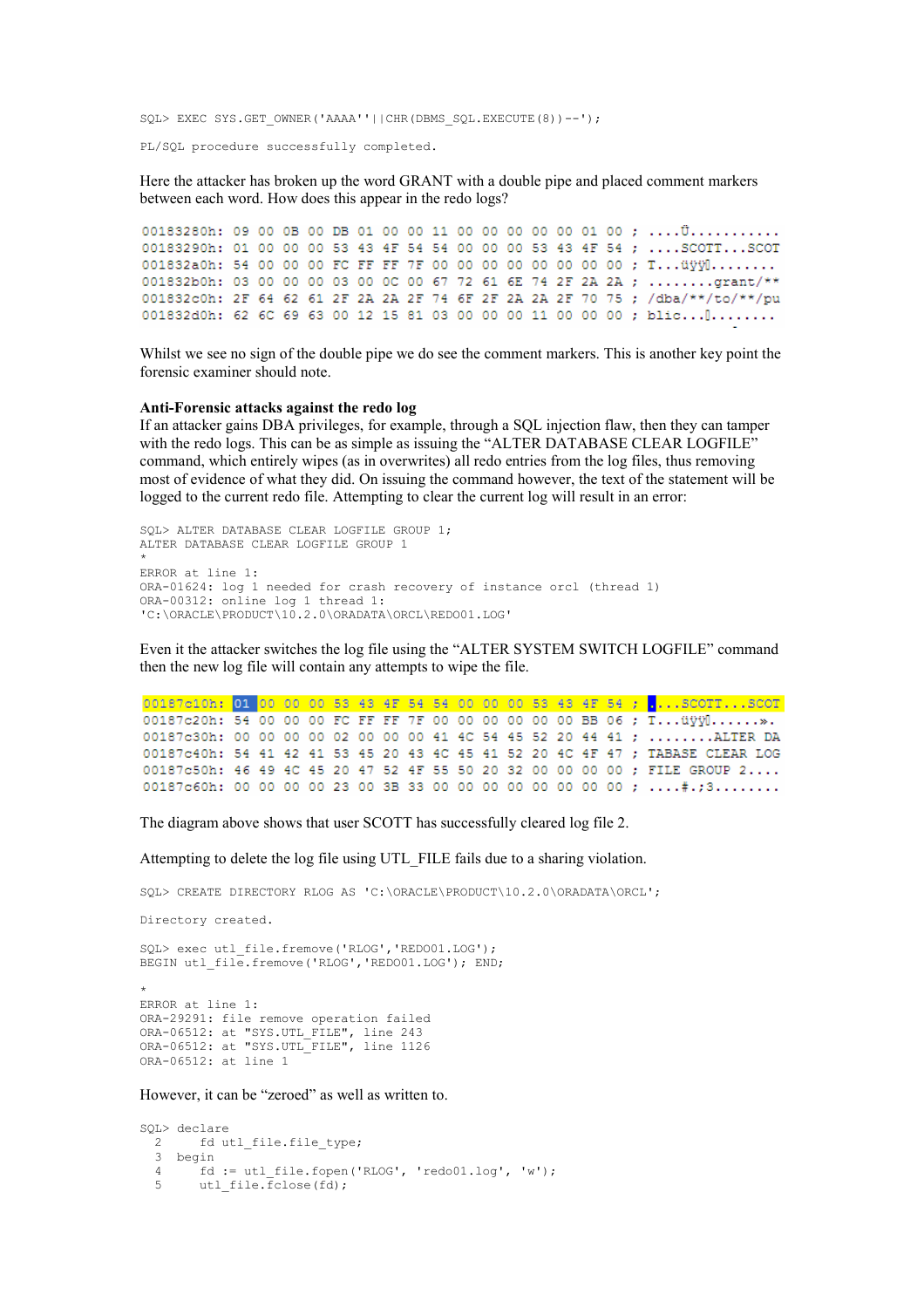```
SQL> EXEC SYS.GET_OWNER('AAAA''||CHR(DBMS_SQL.EXECUTE(8))--');

PL/SQL procedure successfully completed.
```

Here the attacker has broken up the word GRANT with a double pipe and placed comment markers between each word. How does this appear in the redo logs?

```
00183280h: 09 00 0B 00 DB 01 00 00 11 00 00 00 00 00 01 00 ; ....Û...........
00183290h: 01 00 00 00 53 43 4F 54 54 00 00 00 53 43 4F 54 ; ....SCOTT...SCOT
001832a0h: 54 00 00 00 FC FF FF 7F 00 00 00 00 00 00 00 00 ; T...üÿÿ.........
001832b0h: 03 00 00 00 03 00 0C 00 67 72 61 6E 74 2F 2A 2A ; ........grant/**
001832c0h: 2F 64 62 61 2F 2A 2A 2F 74 6F 2F 2A 2A 2F 70 75 ; /dba/**/to/**/pu
001832d0h: 62 6C 69 63 00 12 15 81 03 00 00 00 11 00 00 00 ; blic............
```

Whilst we see no sign of the double pipe we do see the comment markers. This is another key point the forensic examiner should note.

**Anti-Forensic attacks against the redo log**

If an attacker gains DBA privileges, for example, through a SQL injection flaw, then they can tamper with the redo logs. This can be as simple as issuing the "ALTER DATABASE CLEAR LOGFILE" command, which entirely wipes (as in overwrites) all redo entries from the log files, thus removing most of evidence of what they did. On issuing the command however, the text of the statement will be logged to the current redo file. Attempting to clear the current log will result in an error:

```
SQL> ALTER DATABASE CLEAR LOGFILE GROUP 1;
ALTER DATABASE CLEAR LOGFILE GROUP 1
*
ERROR at line 1:
ORA-01624: log 1 needed for crash recovery of instance orcl (thread 1)
ORA-00312: online log 1 thread 1:
'C:\ORACLE\PRODUCT\10.2.0\ORADATA\ORCL\REDO01.LOG'
```

Even it the attacker switches the log file using the "ALTER SYSTEM SWITCH LOGFILE" command then the new log file will contain any attempts to wipe the file.

```
00187c10h: 01 00 00 00 53 43 4F 54 54 00 00 00 53 43 4F 54 ; ....SCOTT...SCOT
00187c20h: 54 00 00 00 FC FF FF 7F 00 00 00 00 00 00 BB 06 ; T...üÿÿ.......».
00187c30h: 00 00 00 00 02 00 00 00 41 4C 54 45 52 20 44 41 ; ........ALTER DA
00187c40h: 54 41 42 41 53 45 20 43 4C 45 41 52 20 4C 4F 47 ; TABASE CLEAR LOG
00187c50h: 46 49 4C 45 20 47 52 4F 55 50 20 32 00 00 00 00 ; FILE GROUP 2....
00187c60h: 00 00 00 00 23 00 3B 33 00 00 00 00 00 00 00 00 ; ....#.;3........
```

The diagram above shows that user SCOTT has successfully cleared log file 2.

Attempting to delete the log file using UTL_FILE fails due to a sharing violation.

```
SQL> CREATE DIRECTORY RLOG AS 'C:\ORACLE\PRODUCT\10.2.0\ORADATA\ORCL';

Directory created.

SQL> exec utl_file.fremove('RLOG','REDO01.LOG');
BEGIN utl_file.fremove('RLOG','REDO01.LOG'); END;

*
ERROR at line 1:
ORA-29291: file remove operation failed
ORA-06512: at "SYS.UTL_FILE", line 243
ORA-06512: at "SYS.UTL_FILE", line 1126
ORA-06512: at line 1
```

However, it can be "zeroed" as well as written to.

```
SQL> declare
  2     fd utl_file.file_type;
  3  begin
  4     fd := utl_file.fopen('RLOG', 'redo01.log', 'w');
  5     utl_file.fclose(fd);
```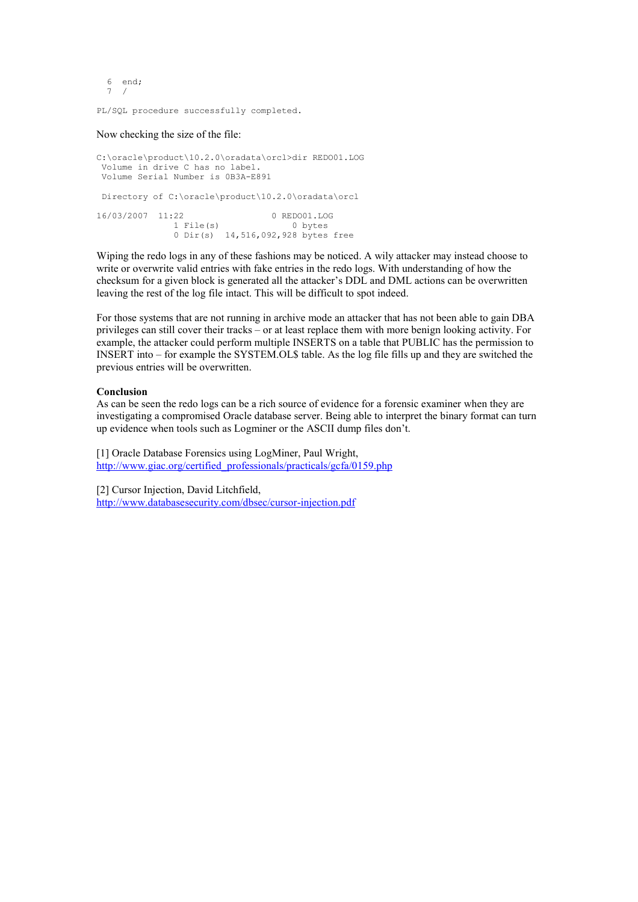```
  6  end;
  7  /

PL/SQL procedure successfully completed.
```

Now checking the size of the file:

```
C:\oracle\product\10.2.0\oradata\orcl>dir REDO01.LOG
 Volume in drive C has no label.
 Volume Serial Number is 0B3A-E891

 Directory of C:\oracle\product\10.2.0\oradata\orcl

16/03/2007  11:22                 0 REDO01.LOG
               1 File(s)              0 bytes
               0 Dir(s)  14,516,092,928 bytes free
```

Wiping the redo logs in any of these fashions may be noticed. A wily attacker may instead choose to write or overwrite valid entries with fake entries in the redo logs. With understanding of how the checksum for a given block is generated all the attacker's DDL and DML actions can be overwritten leaving the rest of the log file intact. This will be difficult to spot indeed.

For those systems that are not running in archive mode an attacker that has not been able to gain DBA privileges can still cover their tracks – or at least replace them with more benign looking activity. For example, the attacker could perform multiple INSERTS on a table that PUBLIC has the permission to INSERT into – for example the SYSTEM.OL$ table. As the log file fills up and they are switched the previous entries will be overwritten.

**Conclusion**

As can be seen the redo logs can be a rich source of evidence for a forensic examiner when they are investigating a compromised Oracle database server. Being able to interpret the binary format can turn up evidence when tools such as Logminer or the ASCII dump files don't.

[1] Oracle Database Forensics using LogMiner, Paul Wright,
http://www.giac.org/certified_professionals/practicals/gcfa/0159.php

[2] Cursor Injection, David Litchfield,
http://www.databasesecurity.com/dbsec/cursor-injection.pdf